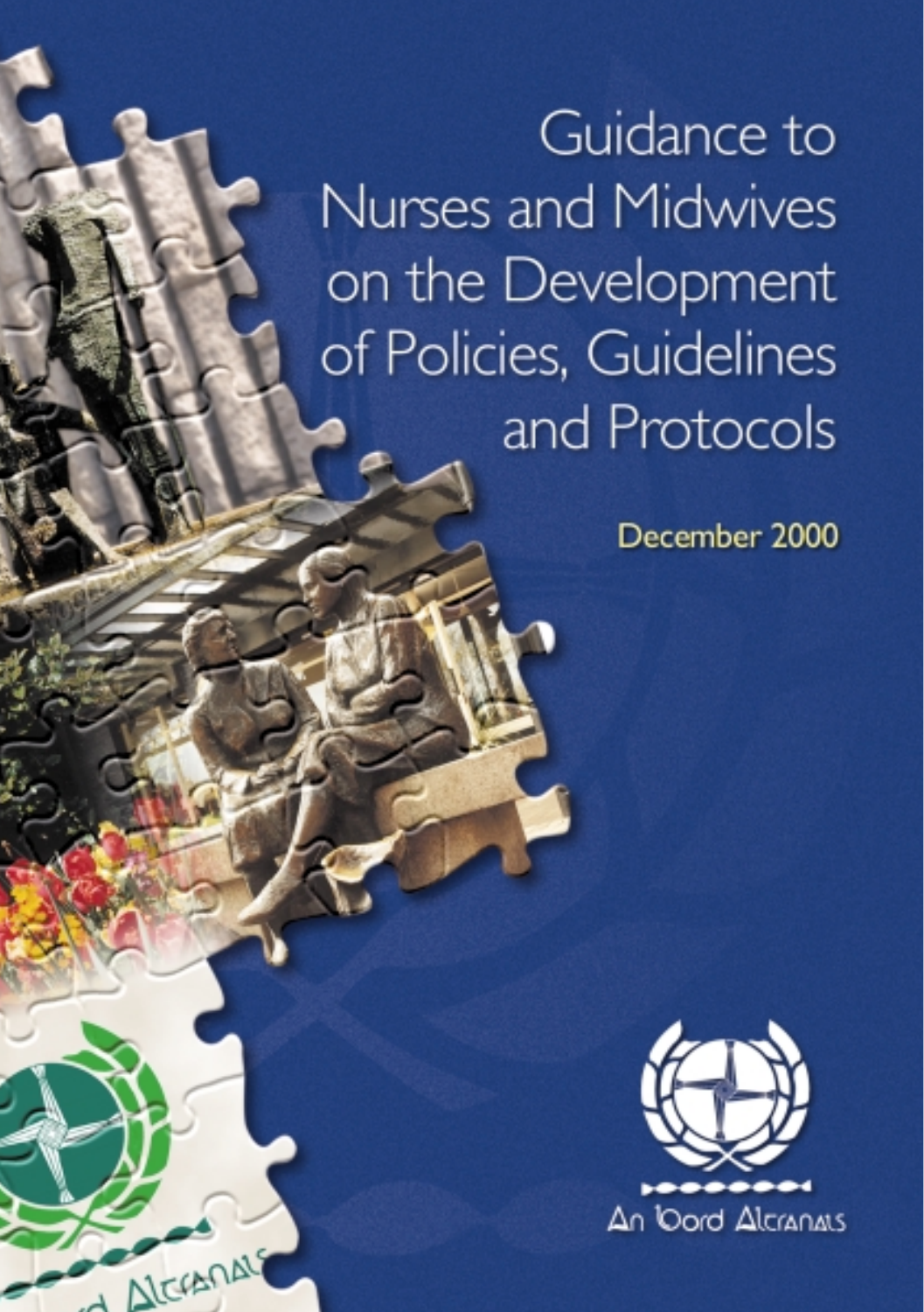# Guidance to Nurses and Midwives on the Development of Policies, Guidelines and Protocols

December 2000

An Bord Altranais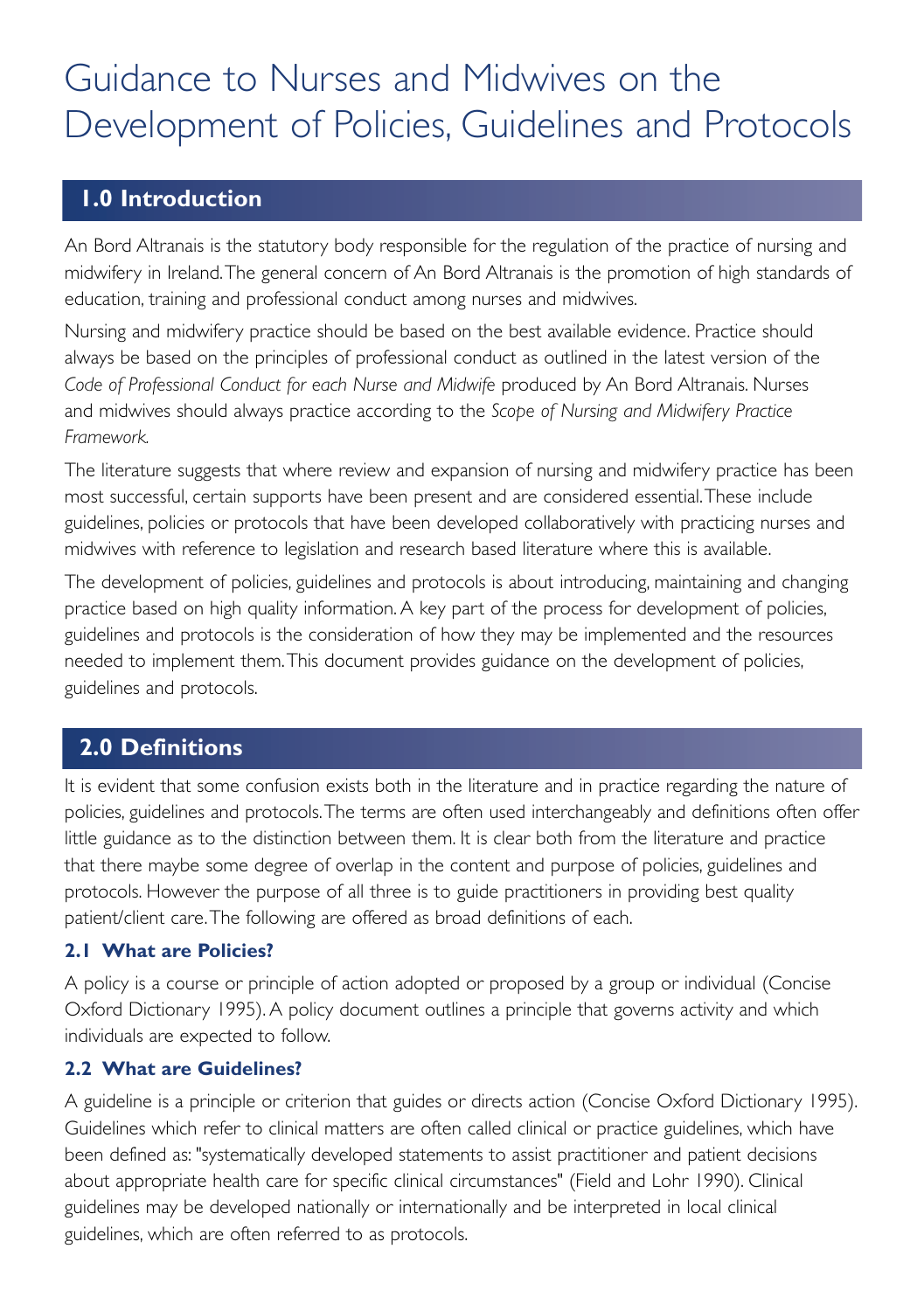# Guidance to Nurses and Midwives on the Development of Policies, Guidelines and Protocols

## 1.0 Introduction

An Bord Altranais is the statutory body responsible for the regulation of the practice of nursing and midwifery in Ireland. The general concern of An Bord Altranais is the promotion of high standards of education, training and professional conduct among nurses and midwives.

Nursing and midwifery practice should be based on the best available evidence. Practice should always be based on the principles of professional conduct as outlined in the latest version of the *Code of Professional Conduct for each Nurse and Midwife* produced by An Bord Altranais. Nurses and midwives should always practice according to the *Scope of Nursing and Midwifery Practice Framework.*

The literature suggests that where review and expansion of nursing and midwifery practice has been most successful, certain supports have been present and are considered essential. These include guidelines, policies or protocols that have been developed collaboratively with practicing nurses and midwives with reference to legislation and research based literature where this is available.

The development of policies, guidelines and protocols is about introducing, maintaining and changing practice based on high quality information. A key part of the process for development of policies, guidelines and protocols is the consideration of how they may be implemented and the resources needed to implement them. This document provides guidance on the development of policies, guidelines and protocols.

## 2.0 Definitions

It is evident that some confusion exists both in the literature and in practice regarding the nature of policies, guidelines and protocols. The terms are often used interchangeably and definitions often offer little guidance as to the distinction between them. It is clear both from the literature and practice that there maybe some degree of overlap in the content and purpose of policies, guidelines and protocols. However the purpose of all three is to guide practitioners in providing best quality patient/client care. The following are offered as broad definitions of each.

### 2.1 What are Policies?

A policy is a course or principle of action adopted or proposed by a group or individual (Concise Oxford Dictionary 1995). A policy document outlines a principle that governs activity and which individuals are expected to follow.

### 2.2 What are Guidelines?

A guideline is a principle or criterion that guides or directs action (Concise Oxford Dictionary 1995). Guidelines which refer to clinical matters are often called clinical or practice guidelines, which have been defined as: "systematically developed statements to assist practitioner and patient decisions about appropriate health care for specific clinical circumstances" (Field and Lohr 1990). Clinical guidelines may be developed nationally or internationally and be interpreted in local clinical guidelines, which are often referred to as protocols.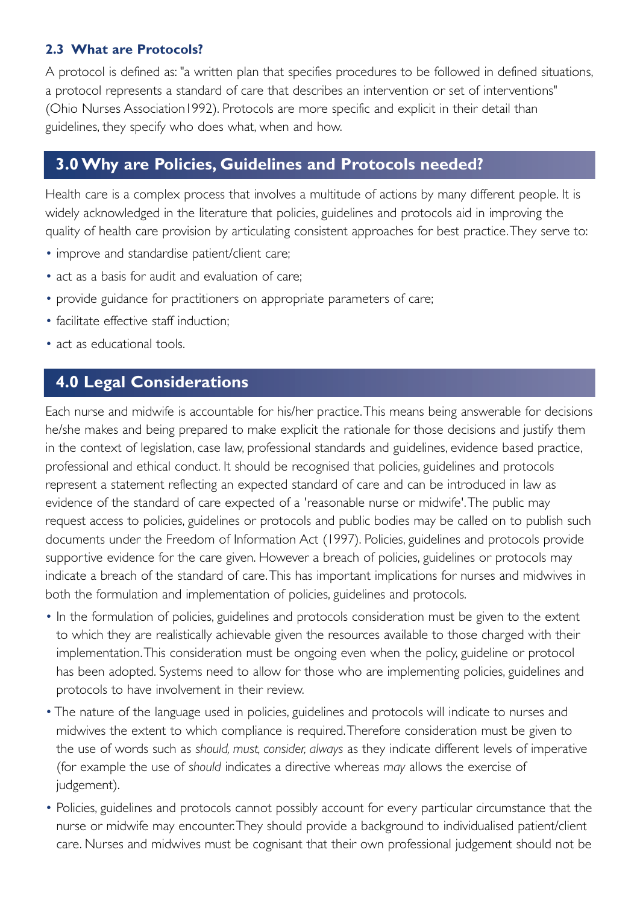### 2.3 What are Protocols?

A protocol is defined as: "a written plan that specifies procedures to be followed in defined situations, a protocol represents a standard of care that describes an intervention or set of interventions" (Ohio Nurses Association1992). Protocols are more specific and explicit in their detail than guidelines, they specify who does what, when and how.

## 3.0 Why are Policies, Guidelines and Protocols needed?

Health care is a complex process that involves a multitude of actions by many different people. It is widely acknowledged in the literature that policies, guidelines and protocols aid in improving the quality of health care provision by articulating consistent approaches for best practice. They serve to:

- improve and standardise patient/client care;
- act as a basis for audit and evaluation of care;
- provide guidance for practitioners on appropriate parameters of care;
- facilitate effective staff induction;
- act as educational tools.

## 4.0 Legal Considerations

Each nurse and midwife is accountable for his/her practice. This means being answerable for decisions he/she makes and being prepared to make explicit the rationale for those decisions and justify them in the context of legislation, case law, professional standards and guidelines, evidence based practice, professional and ethical conduct. It should be recognised that policies, guidelines and protocols represent a statement reflecting an expected standard of care and can be introduced in law as evidence of the standard of care expected of a 'reasonable nurse or midwife'. The public may request access to policies, guidelines or protocols and public bodies may be called on to publish such documents under the Freedom of Information Act (1997). Policies, guidelines and protocols provide supportive evidence for the care given. However a breach of policies, guidelines or protocols may indicate a breach of the standard of care. This has important implications for nurses and midwives in both the formulation and implementation of policies, guidelines and protocols.

- In the formulation of policies, guidelines and protocols consideration must be given to the extent to which they are realistically achievable given the resources available to those charged with their implementation. This consideration must be ongoing even when the policy, guideline or protocol has been adopted. Systems need to allow for those who are implementing policies, guidelines and protocols to have involvement in their review.
- The nature of the language used in policies, guidelines and protocols will indicate to nurses and midwives the extent to which compliance is required. Therefore consideration must be given to the use of words such as *should, must, consider, always* as they indicate different levels of imperative (for example the use of *should* indicates a directive whereas *may* allows the exercise of judgement).
- Policies, guidelines and protocols cannot possibly account for every particular circumstance that the nurse or midwife may encounter. They should provide a background to individualised patient/client care. Nurses and midwives must be cognisant that their own professional judgement should not be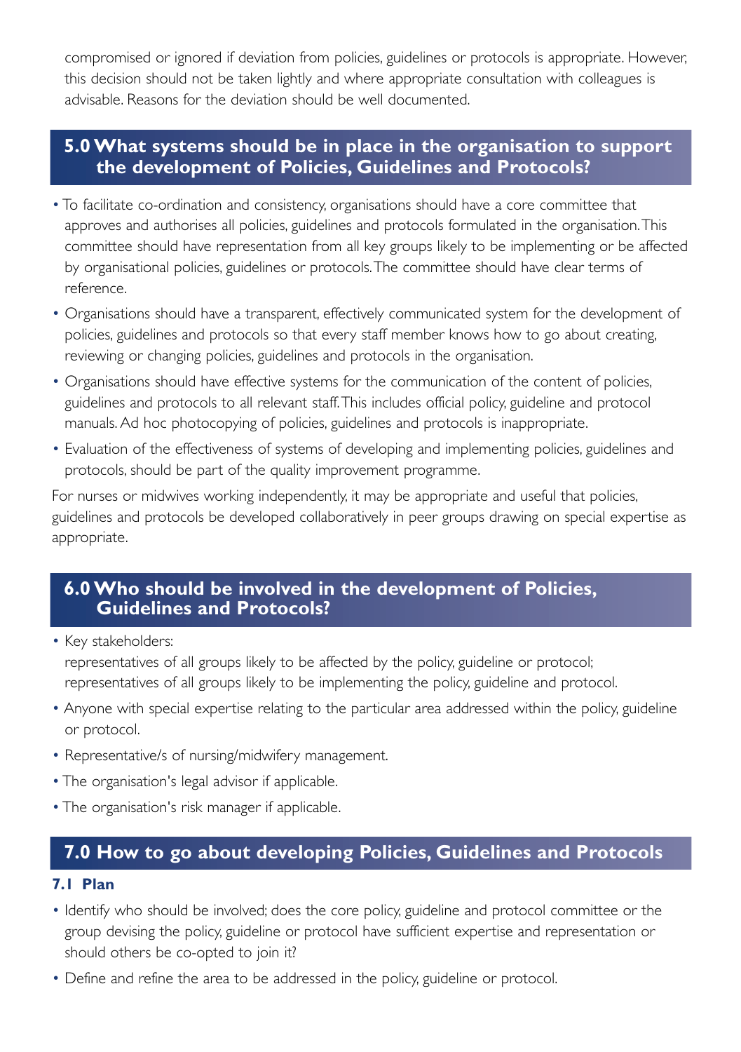compromised or ignored if deviation from policies, guidelines or protocols is appropriate. However, this decision should not be taken lightly and where appropriate consultation with colleagues is advisable. Reasons for the deviation should be well documented.

## 5.0 What systems should be in place in the organisation to support the development of Policies, Guidelines and Protocols?

- To facilitate co-ordination and consistency, organisations should have a core committee that approves and authorises all policies, guidelines and protocols formulated in the organisation. This committee should have representation from all key groups likely to be implementing or be affected by organisational policies, guidelines or protocols. The committee should have clear terms of reference.
- Organisations should have a transparent, effectively communicated system for the development of policies, guidelines and protocols so that every staff member knows how to go about creating, reviewing or changing policies, guidelines and protocols in the organisation.
- Organisations should have effective systems for the communication of the content of policies, guidelines and protocols to all relevant staff. This includes official policy, guideline and protocol manuals. Ad hoc photocopying of policies, guidelines and protocols is inappropriate.
- Evaluation of the effectiveness of systems of developing and implementing policies, guidelines and protocols, should be part of the quality improvement programme.

For nurses or midwives working independently, it may be appropriate and useful that policies, guidelines and protocols be developed collaboratively in peer groups drawing on special expertise as appropriate.

## 6.0 Who should be involved in the development of Policies, Guidelines and Protocols?

- Key stakeholders:
  representatives of all groups likely to be affected by the policy, guideline or protocol;
  representatives of all groups likely to be implementing the policy, guideline and protocol.
- Anyone with special expertise relating to the particular area addressed within the policy, guideline or protocol.
- Representative/s of nursing/midwifery management.
- The organisation's legal advisor if applicable.
- The organisation's risk manager if applicable.

## 7.0 How to go about developing Policies, Guidelines and Protocols

### 7.1 Plan

- Identify who should be involved; does the core policy, guideline and protocol committee or the group devising the policy, guideline or protocol have sufficient expertise and representation or should others be co-opted to join it?
- Define and refine the area to be addressed in the policy, guideline or protocol.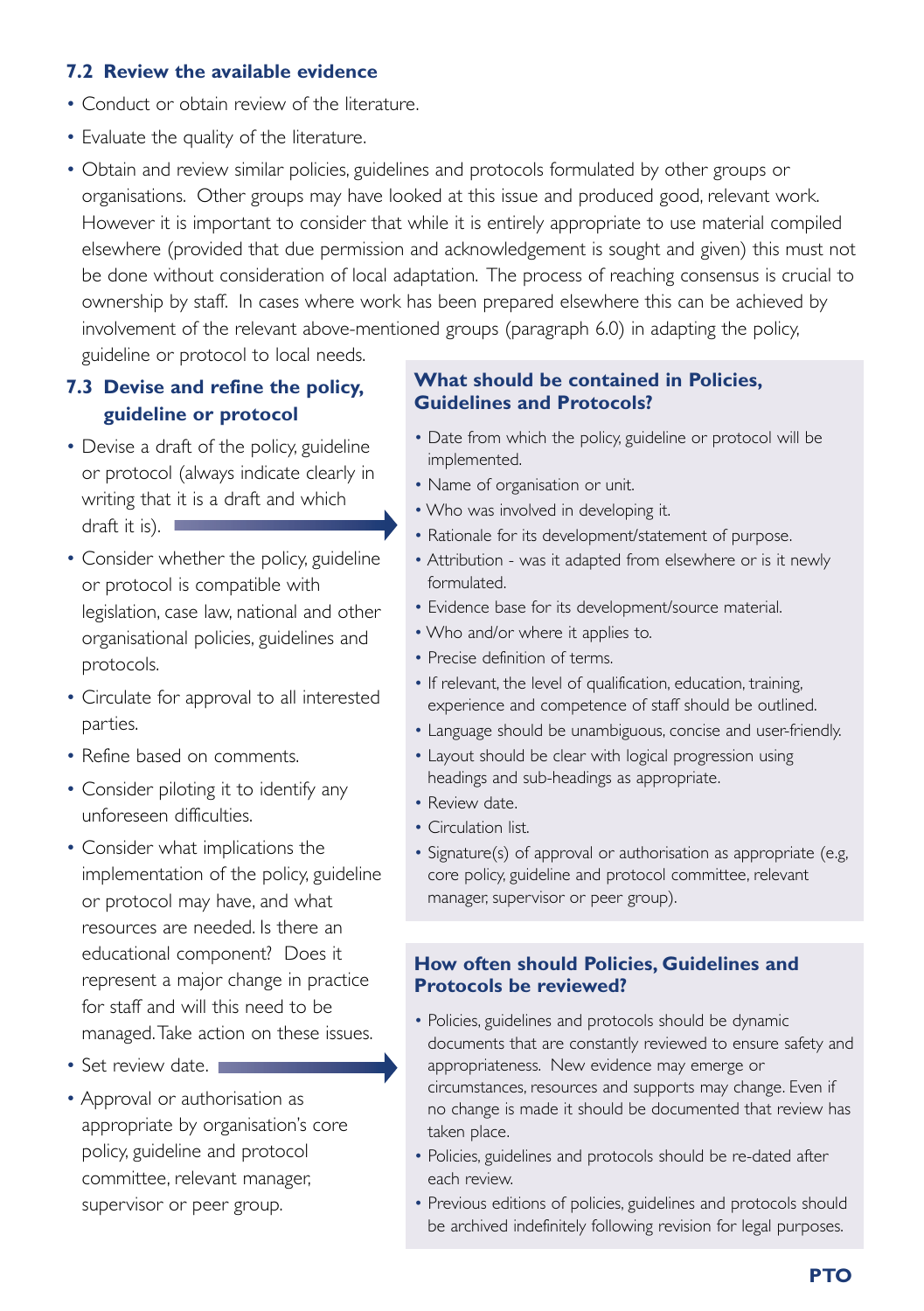### 7.2 Review the available evidence

- Conduct or obtain review of the literature.
- Evaluate the quality of the literature.
- Obtain and review similar policies, guidelines and protocols formulated by other groups or organisations. Other groups may have looked at this issue and produced good, relevant work. However it is important to consider that while it is entirely appropriate to use material compiled elsewhere (provided that due permission and acknowledgement is sought and given) this must not be done without consideration of local adaptation. The process of reaching consensus is crucial to ownership by staff. In cases where work has been prepared elsewhere this can be achieved by involvement of the relevant above-mentioned groups (paragraph 6.0) in adapting the policy, guideline or protocol to local needs.

### 7.3 Devise and refine the policy, guideline or protocol

- Devise a draft of the policy, guideline or protocol (always indicate clearly in writing that it is a draft and which draft it is).
- Consider whether the policy, guideline or protocol is compatible with legislation, case law, national and other organisational policies, guidelines and protocols.
- Circulate for approval to all interested parties.
- Refine based on comments.
- Consider piloting it to identify any unforeseen difficulties.
- Consider what implications the implementation of the policy, guideline or protocol may have, and what resources are needed. Is there an educational component? Does it represent a major change in practice for staff and will this need to be managed. Take action on these issues.
- Set review date.
- Approval or authorisation as appropriate by organisation's core policy, guideline and protocol committee, relevant manager, supervisor or peer group.

**What should be contained in Policies, Guidelines and Protocols?**

- Date from which the policy, guideline or protocol will be implemented.
- Name of organisation or unit.
- Who was involved in developing it.
- Rationale for its development/statement of purpose.
- Attribution - was it adapted from elsewhere or is it newly formulated.
- Evidence base for its development/source material.
- Who and/or where it applies to.
- Precise definition of terms.
- If relevant, the level of qualification, education, training, experience and competence of staff should be outlined.
- Language should be unambiguous, concise and user-friendly.
- Layout should be clear with logical progression using headings and sub-headings as appropriate.
- Review date.
- Circulation list.
- Signature(s) of approval or authorisation as appropriate (e.g, core policy, guideline and protocol committee, relevant manager, supervisor or peer group).

**How often should Policies, Guidelines and Protocols be reviewed?**

- Policies, guidelines and protocols should be dynamic documents that are constantly reviewed to ensure safety and appropriateness. New evidence may emerge or circumstances, resources and supports may change. Even if no change is made it should be documented that review has taken place.
- Policies, guidelines and protocols should be re-dated after each review.
- Previous editions of policies, guidelines and protocols should be archived indefinitely following revision for legal purposes.

**PTO**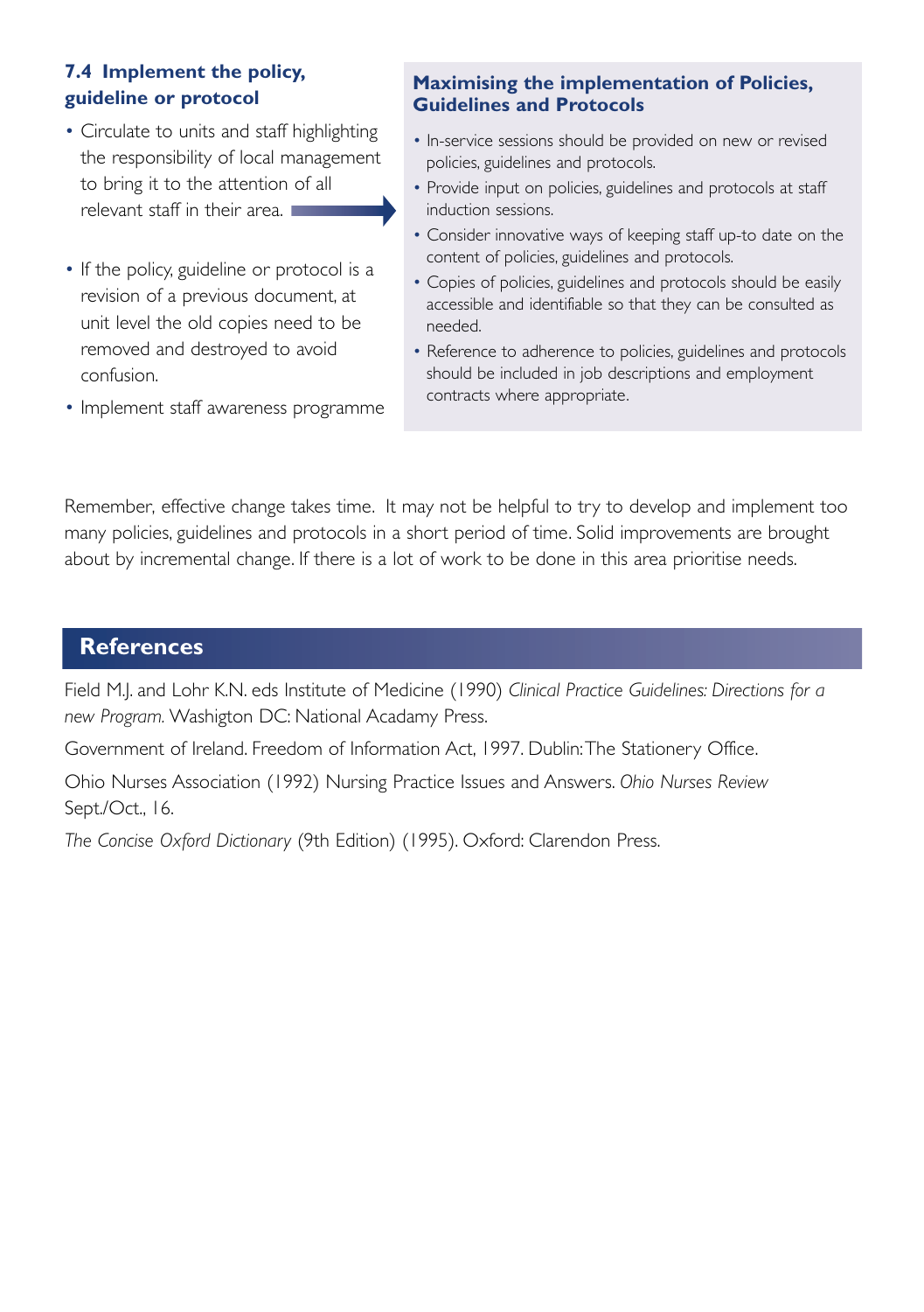### 7.4 Implement the policy, guideline or protocol

- Circulate to units and staff highlighting the responsibility of local management to bring it to the attention of all relevant staff in their area.
- If the policy, guideline or protocol is a revision of a previous document, at unit level the old copies need to be removed and destroyed to avoid confusion.
- Implement staff awareness programme

#### Maximising the implementation of Policies, Guidelines and Protocols

- In-service sessions should be provided on new or revised policies, guidelines and protocols.
- Provide input on policies, guidelines and protocols at staff induction sessions.
- Consider innovative ways of keeping staff up-to date on the content of policies, guidelines and protocols.
- Copies of policies, guidelines and protocols should be easily accessible and identifiable so that they can be consulted as needed.
- Reference to adherence to policies, guidelines and protocols should be included in job descriptions and employment contracts where appropriate.

Remember, effective change takes time. It may not be helpful to try to develop and implement too many policies, guidelines and protocols in a short period of time. Solid improvements are brought about by incremental change. If there is a lot of work to be done in this area prioritise needs.

## References

Field M.J. and Lohr K.N. eds Institute of Medicine (1990) *Clinical Practice Guidelines: Directions for a new Program.* Washigton DC: National Acadamy Press.

Government of Ireland. Freedom of Information Act, 1997. Dublin: The Stationery Office.

Ohio Nurses Association (1992) Nursing Practice Issues and Answers. *Ohio Nurses Review* Sept./Oct., 16.

*The Concise Oxford Dictionary* (9th Edition) (1995). Oxford: Clarendon Press.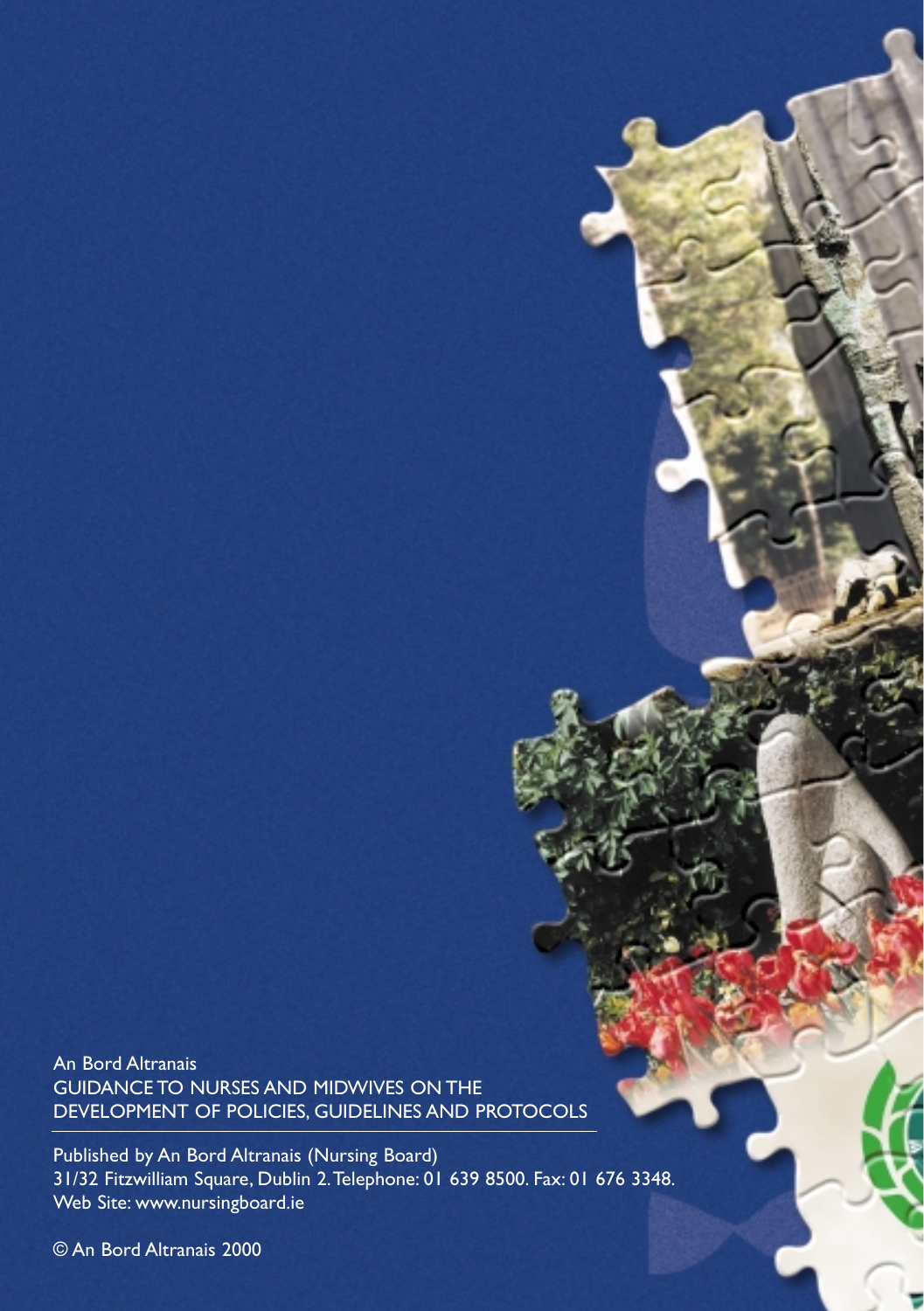An Bord Altranais
GUIDANCE TO NURSES AND MIDWIVES ON THE
DEVELOPMENT OF POLICIES, GUIDELINES AND PROTOCOLS

Published by An Bord Altranais (Nursing Board)
31/32 Fitzwilliam Square, Dublin 2. Telephone: 01 639 8500. Fax: 01 676 3348.
Web Site: www.nursingboard.ie

© An Bord Altranais 2000